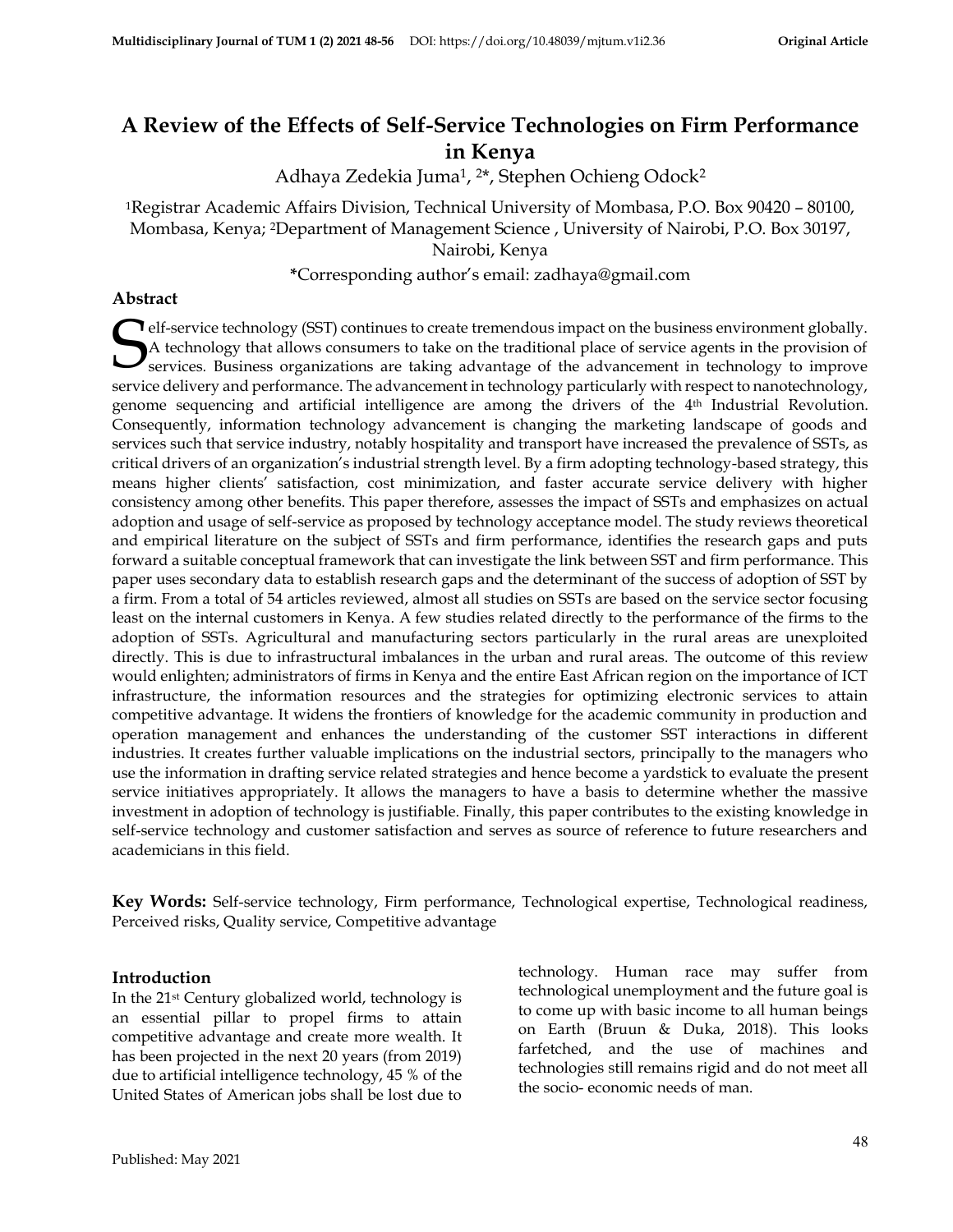# A Review of the Effects of Self-Service Technologies on Firm Performance in Kenya

Adhaya Zedekia Juma[1, 2*], Stephen Ochieng Odock[2]

[1]Registrar Academic Affairs Division, Technical University of Mombasa, P.O. Box 90420 – 80100, Mombasa, Kenya; [2]Department of Management Science , University of Nairobi, P.O. Box 30197, Nairobi, Kenya

*Corresponding author's email: zadhaya@gmail.com

## Abstract

Self-service technology (SST) continues to create tremendous impact on the business environment globally. A technology that allows consumers to take on the traditional place of service agents in the provision of services. Business organizations are taking advantage of the advancement in technology to improve service delivery and performance. The advancement in technology particularly with respect to nanotechnology, genome sequencing and artificial intelligence are among the drivers of the 4th Industrial Revolution. Consequently, information technology advancement is changing the marketing landscape of goods and services such that service industry, notably hospitality and transport have increased the prevalence of SSTs, as critical drivers of an organization's industrial strength level. By a firm adopting technology-based strategy, this means higher clients' satisfaction, cost minimization, and faster accurate service delivery with higher consistency among other benefits. This paper therefore, assesses the impact of SSTs and emphasizes on actual adoption and usage of self-service as proposed by technology acceptance model. The study reviews theoretical and empirical literature on the subject of SSTs and firm performance, identifies the research gaps and puts forward a suitable conceptual framework that can investigate the link between SST and firm performance. This paper uses secondary data to establish research gaps and the determinant of the success of adoption of SST by a firm. From a total of 54 articles reviewed, almost all studies on SSTs are based on the service sector focusing least on the internal customers in Kenya. A few studies related directly to the performance of the firms to the adoption of SSTs. Agricultural and manufacturing sectors particularly in the rural areas are unexploited directly. This is due to infrastructural imbalances in the urban and rural areas. The outcome of this review would enlighten; administrators of firms in Kenya and the entire East African region on the importance of ICT infrastructure, the information resources and the strategies for optimizing electronic services to attain competitive advantage. It widens the frontiers of knowledge for the academic community in production and operation management and enhances the understanding of the customer SST interactions in different industries. It creates further valuable implications on the industrial sectors, principally to the managers who use the information in drafting service related strategies and hence become a yardstick to evaluate the present service initiatives appropriately. It allows the managers to have a basis to determine whether the massive investment in adoption of technology is justifiable. Finally, this paper contributes to the existing knowledge in self-service technology and customer satisfaction and serves as source of reference to future researchers and academicians in this field.

**Key Words:** Self-service technology, Firm performance, Technological expertise, Technological readiness, Perceived risks, Quality service, Competitive advantage

## Introduction

In the 21st Century globalized world, technology is an essential pillar to propel firms to attain competitive advantage and create more wealth. It has been projected in the next 20 years (from 2019) due to artificial intelligence technology, 45 % of the United States of American jobs shall be lost due to technology. Human race may suffer from technological unemployment and the future goal is to come up with basic income to all human beings on Earth (Bruun & Duka, 2018). This looks farfetched, and the use of machines and technologies still remains rigid and do not meet all the socio- economic needs of man.

Published: May 2021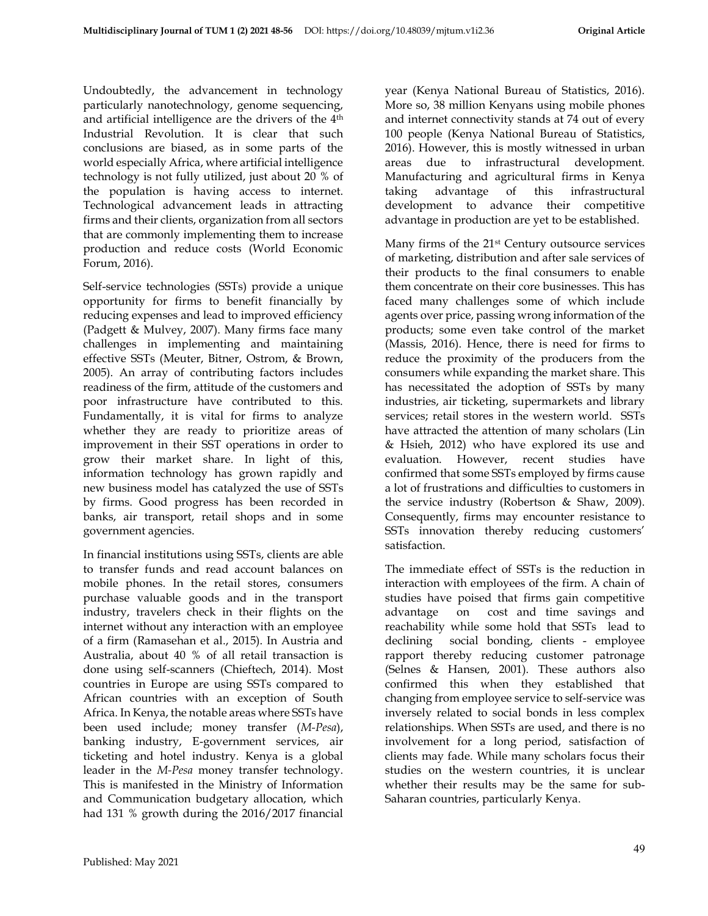Undoubtedly, the advancement in technology particularly nanotechnology, genome sequencing, and artificial intelligence are the drivers of the 4th Industrial Revolution. It is clear that such conclusions are biased, as in some parts of the world especially Africa, where artificial intelligence technology is not fully utilized, just about 20 % of the population is having access to internet. Technological advancement leads in attracting firms and their clients, organization from all sectors that are commonly implementing them to increase production and reduce costs (World Economic Forum, 2016).

Self-service technologies (SSTs) provide a unique opportunity for firms to benefit financially by reducing expenses and lead to improved efficiency (Padgett & Mulvey, 2007). Many firms face many challenges in implementing and maintaining effective SSTs (Meuter, Bitner, Ostrom, & Brown, 2005). An array of contributing factors includes readiness of the firm, attitude of the customers and poor infrastructure have contributed to this. Fundamentally, it is vital for firms to analyze whether they are ready to prioritize areas of improvement in their SST operations in order to grow their market share. In light of this, information technology has grown rapidly and new business model has catalyzed the use of SSTs by firms. Good progress has been recorded in banks, air transport, retail shops and in some government agencies.

In financial institutions using SSTs, clients are able to transfer funds and read account balances on mobile phones. In the retail stores, consumers purchase valuable goods and in the transport industry, travelers check in their flights on the internet without any interaction with an employee of a firm (Ramasehan et al., 2015). In Austria and Australia, about 40 % of all retail transaction is done using self-scanners (Chieftech, 2014). Most countries in Europe are using SSTs compared to African countries with an exception of South Africa. In Kenya, the notable areas where SSTs have been used include; money transfer (*M-Pesa*), banking industry, E-government services, air ticketing and hotel industry. Kenya is a global leader in the *M-Pesa* money transfer technology. This is manifested in the Ministry of Information and Communication budgetary allocation, which had 131 % growth during the 2016/2017 financial year (Kenya National Bureau of Statistics, 2016). More so, 38 million Kenyans using mobile phones and internet connectivity stands at 74 out of every 100 people (Kenya National Bureau of Statistics, 2016). However, this is mostly witnessed in urban areas due to infrastructural development. Manufacturing and agricultural firms in Kenya taking advantage of this infrastructural development to advance their competitive advantage in production are yet to be established.

Many firms of the 21st Century outsource services of marketing, distribution and after sale services of their products to the final consumers to enable them concentrate on their core businesses. This has faced many challenges some of which include agents over price, passing wrong information of the products; some even take control of the market (Massis, 2016). Hence, there is need for firms to reduce the proximity of the producers from the consumers while expanding the market share. This has necessitated the adoption of SSTs by many industries, air ticketing, supermarkets and library services; retail stores in the western world. SSTs have attracted the attention of many scholars (Lin & Hsieh, 2012) who have explored its use and evaluation. However, recent studies have confirmed that some SSTs employed by firms cause a lot of frustrations and difficulties to customers in the service industry (Robertson & Shaw, 2009). Consequently, firms may encounter resistance to SSTs innovation thereby reducing customers' satisfaction.

The immediate effect of SSTs is the reduction in interaction with employees of the firm. A chain of studies have poised that firms gain competitive advantage on cost and time savings and reachability while some hold that SSTs lead to declining social bonding, clients - employee rapport thereby reducing customer patronage (Selnes & Hansen, 2001). These authors also confirmed this when they established that changing from employee service to self-service was inversely related to social bonds in less complex relationships. When SSTs are used, and there is no involvement for a long period, satisfaction of clients may fade. While many scholars focus their studies on the western countries, it is unclear whether their results may be the same for sub-Saharan countries, particularly Kenya.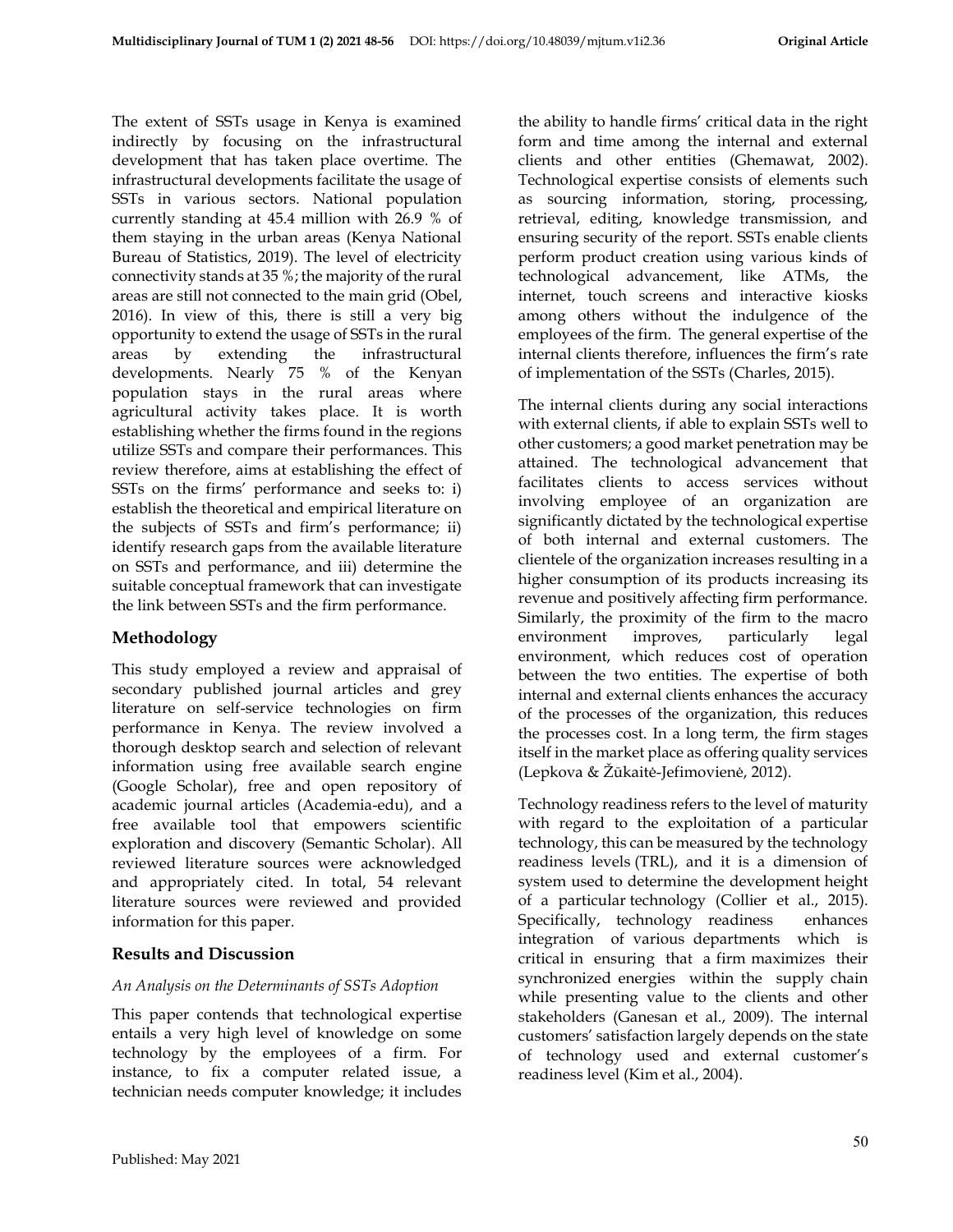The extent of SSTs usage in Kenya is examined indirectly by focusing on the infrastructural development that has taken place overtime. The infrastructural developments facilitate the usage of SSTs in various sectors. National population currently standing at 45.4 million with 26.9 % of them staying in the urban areas (Kenya National Bureau of Statistics, 2019). The level of electricity connectivity stands at 35 %; the majority of the rural areas are still not connected to the main grid (Obel, 2016). In view of this, there is still a very big opportunity to extend the usage of SSTs in the rural areas by extending the infrastructural developments. Nearly 75 % of the Kenyan population stays in the rural areas where agricultural activity takes place. It is worth establishing whether the firms found in the regions utilize SSTs and compare their performances. This review therefore, aims at establishing the effect of SSTs on the firms' performance and seeks to: i) establish the theoretical and empirical literature on the subjects of SSTs and firm's performance; ii) identify research gaps from the available literature on SSTs and performance, and iii) determine the suitable conceptual framework that can investigate the link between SSTs and the firm performance.

## Methodology

This study employed a review and appraisal of secondary published journal articles and grey literature on self-service technologies on firm performance in Kenya. The review involved a thorough desktop search and selection of relevant information using free available search engine (Google Scholar), free and open repository of academic journal articles (Academia-edu), and a free available tool that empowers scientific exploration and discovery (Semantic Scholar). All reviewed literature sources were acknowledged and appropriately cited. In total, 54 relevant literature sources were reviewed and provided information for this paper.

## Results and Discussion

### *An Analysis on the Determinants of SSTs Adoption*

This paper contends that technological expertise entails a very high level of knowledge on some technology by the employees of a firm. For instance, to fix a computer related issue, a technician needs computer knowledge; it includes the ability to handle firms' critical data in the right form and time among the internal and external clients and other entities (Ghemawat, 2002). Technological expertise consists of elements such as sourcing information, storing, processing, retrieval, editing, knowledge transmission, and ensuring security of the report. SSTs enable clients perform product creation using various kinds of technological advancement, like ATMs, the internet, touch screens and interactive kiosks among others without the indulgence of the employees of the firm. The general expertise of the internal clients therefore, influences the firm's rate of implementation of the SSTs (Charles, 2015).

The internal clients during any social interactions with external clients, if able to explain SSTs well to other customers; a good market penetration may be attained. The technological advancement that facilitates clients to access services without involving employee of an organization are significantly dictated by the technological expertise of both internal and external customers. The clientele of the organization increases resulting in a higher consumption of its products increasing its revenue and positively affecting firm performance. Similarly, the proximity of the firm to the macro environment improves, particularly legal environment, which reduces cost of operation between the two entities. The expertise of both internal and external clients enhances the accuracy of the processes of the organization, this reduces the processes cost. In a long term, the firm stages itself in the market place as offering quality services (Lepkova & Žūkaitė-Jefimovienė, 2012).

Technology readiness refers to the level of maturity with regard to the exploitation of a particular technology, this can be measured by the technology readiness levels (TRL), and it is a dimension of system used to determine the development height of a particular technology (Collier et al., 2015). Specifically, technology readiness enhances integration of various departments which is critical in ensuring that a firm maximizes their synchronized energies within the supply chain while presenting value to the clients and other stakeholders (Ganesan et al., 2009). The internal customers' satisfaction largely depends on the state of technology used and external customer's readiness level (Kim et al., 2004).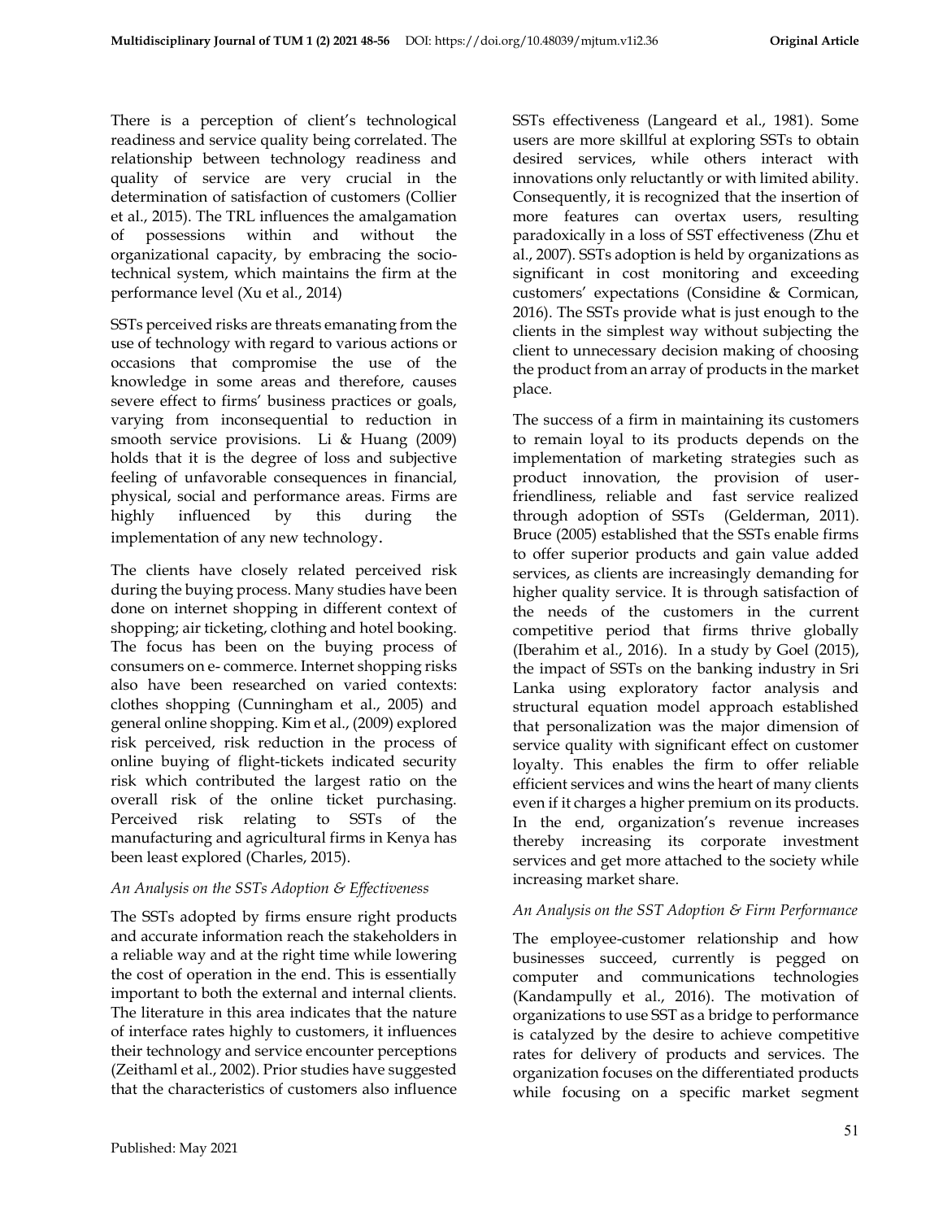There is a perception of client's technological readiness and service quality being correlated. The relationship between technology readiness and quality of service are very crucial in the determination of satisfaction of customers (Collier et al., 2015). The TRL influences the amalgamation of possessions within and without the organizational capacity, by embracing the socio-technical system, which maintains the firm at the performance level (Xu et al., 2014)

SSTs perceived risks are threats emanating from the use of technology with regard to various actions or occasions that compromise the use of the knowledge in some areas and therefore, causes severe effect to firms' business practices or goals, varying from inconsequential to reduction in smooth service provisions. Li & Huang (2009) holds that it is the degree of loss and subjective feeling of unfavorable consequences in financial, physical, social and performance areas. Firms are highly influenced by this during the implementation of any new technology.

The clients have closely related perceived risk during the buying process. Many studies have been done on internet shopping in different context of shopping; air ticketing, clothing and hotel booking. The focus has been on the buying process of consumers on e- commerce. Internet shopping risks also have been researched on varied contexts: clothes shopping (Cunningham et al., 2005) and general online shopping. Kim et al., (2009) explored risk perceived, risk reduction in the process of online buying of flight-tickets indicated security risk which contributed the largest ratio on the overall risk of the online ticket purchasing. Perceived risk relating to SSTs of the manufacturing and agricultural firms in Kenya has been least explored (Charles, 2015).

### *An Analysis on the SSTs Adoption & Effectiveness*

The SSTs adopted by firms ensure right products and accurate information reach the stakeholders in a reliable way and at the right time while lowering the cost of operation in the end. This is essentially important to both the external and internal clients. The literature in this area indicates that the nature of interface rates highly to customers, it influences their technology and service encounter perceptions (Zeithaml et al., 2002). Prior studies have suggested that the characteristics of customers also influence SSTs effectiveness (Langeard et al., 1981). Some users are more skillful at exploring SSTs to obtain desired services, while others interact with innovations only reluctantly or with limited ability. Consequently, it is recognized that the insertion of more features can overtax users, resulting paradoxically in a loss of SST effectiveness (Zhu et al., 2007). SSTs adoption is held by organizations as significant in cost monitoring and exceeding customers' expectations (Considine & Cormican, 2016). The SSTs provide what is just enough to the clients in the simplest way without subjecting the client to unnecessary decision making of choosing the product from an array of products in the market place.

The success of a firm in maintaining its customers to remain loyal to its products depends on the implementation of marketing strategies such as product innovation, the provision of user-friendliness, reliable and fast service realized through adoption of SSTs (Gelderman, 2011). Bruce (2005) established that the SSTs enable firms to offer superior products and gain value added services, as clients are increasingly demanding for higher quality service. It is through satisfaction of the needs of the customers in the current competitive period that firms thrive globally (Iberahim et al., 2016). In a study by Goel (2015), the impact of SSTs on the banking industry in Sri Lanka using exploratory factor analysis and structural equation model approach established that personalization was the major dimension of service quality with significant effect on customer loyalty. This enables the firm to offer reliable efficient services and wins the heart of many clients even if it charges a higher premium on its products. In the end, organization's revenue increases thereby increasing its corporate investment services and get more attached to the society while increasing market share.

### *An Analysis on the SST Adoption & Firm Performance*

The employee-customer relationship and how businesses succeed, currently is pegged on computer and communications technologies (Kandampully et al., 2016). The motivation of organizations to use SST as a bridge to performance is catalyzed by the desire to achieve competitive rates for delivery of products and services. The organization focuses on the differentiated products while focusing on a specific market segment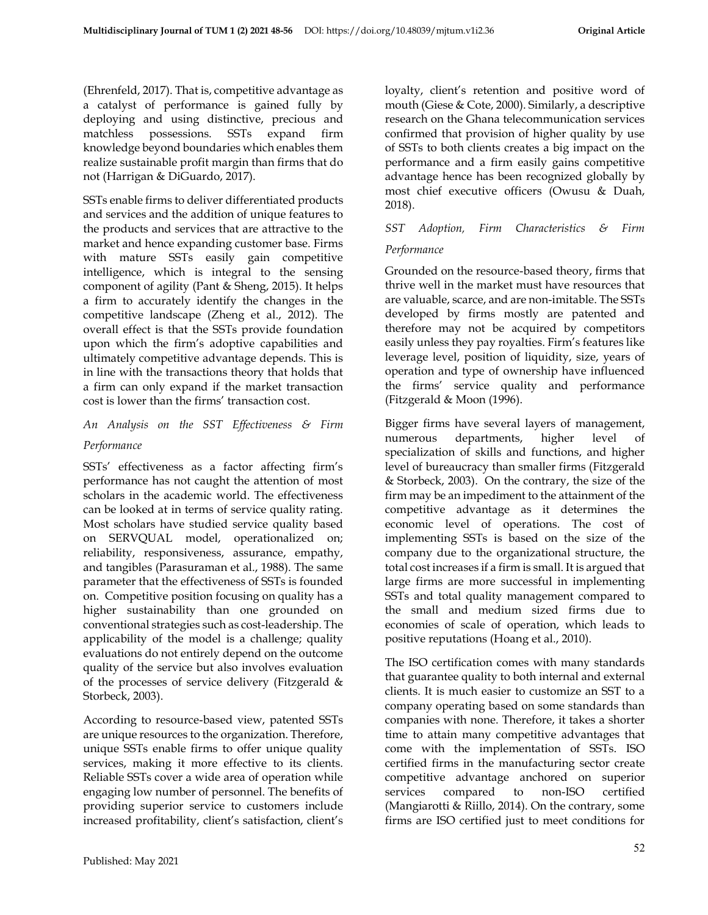(Ehrenfeld, 2017). That is, competitive advantage as a catalyst of performance is gained fully by deploying and using distinctive, precious and matchless possessions. SSTs expand firm knowledge beyond boundaries which enables them realize sustainable profit margin than firms that do not (Harrigan & DiGuardo, 2017).

SSTs enable firms to deliver differentiated products and services and the addition of unique features to the products and services that are attractive to the market and hence expanding customer base. Firms with mature SSTs easily gain competitive intelligence, which is integral to the sensing component of agility (Pant & Sheng, 2015). It helps a firm to accurately identify the changes in the competitive landscape (Zheng et al., 2012). The overall effect is that the SSTs provide foundation upon which the firm's adoptive capabilities and ultimately competitive advantage depends. This is in line with the transactions theory that holds that a firm can only expand if the market transaction cost is lower than the firms' transaction cost.

### *An Analysis on the SST Effectiveness & Firm Performance*

SSTs' effectiveness as a factor affecting firm's performance has not caught the attention of most scholars in the academic world. The effectiveness can be looked at in terms of service quality rating. Most scholars have studied service quality based on SERVQUAL model, operationalized on; reliability, responsiveness, assurance, empathy, and tangibles (Parasuraman et al., 1988). The same parameter that the effectiveness of SSTs is founded on. Competitive position focusing on quality has a higher sustainability than one grounded on conventional strategies such as cost-leadership. The applicability of the model is a challenge; quality evaluations do not entirely depend on the outcome quality of the service but also involves evaluation of the processes of service delivery (Fitzgerald & Storbeck, 2003).

According to resource-based view, patented SSTs are unique resources to the organization. Therefore, unique SSTs enable firms to offer unique quality services, making it more effective to its clients. Reliable SSTs cover a wide area of operation while engaging low number of personnel. The benefits of providing superior service to customers include increased profitability, client's satisfaction, client's loyalty, client's retention and positive word of mouth (Giese & Cote, 2000). Similarly, a descriptive research on the Ghana telecommunication services confirmed that provision of higher quality by use of SSTs to both clients creates a big impact on the performance and a firm easily gains competitive advantage hence has been recognized globally by most chief executive officers (Owusu & Duah, 2018).

### *SST Adoption, Firm Characteristics & Firm Performance*

Grounded on the resource-based theory, firms that thrive well in the market must have resources that are valuable, scarce, and are non-imitable. The SSTs developed by firms mostly are patented and therefore may not be acquired by competitors easily unless they pay royalties. Firm's features like leverage level, position of liquidity, size, years of operation and type of ownership have influenced the firms' service quality and performance (Fitzgerald & Moon (1996).

Bigger firms have several layers of management, numerous departments, higher level of specialization of skills and functions, and higher level of bureaucracy than smaller firms (Fitzgerald & Storbeck, 2003). On the contrary, the size of the firm may be an impediment to the attainment of the competitive advantage as it determines the economic level of operations. The cost of implementing SSTs is based on the size of the company due to the organizational structure, the total cost increases if a firm is small. It is argued that large firms are more successful in implementing SSTs and total quality management compared to the small and medium sized firms due to economies of scale of operation, which leads to positive reputations (Hoang et al., 2010).

The ISO certification comes with many standards that guarantee quality to both internal and external clients. It is much easier to customize an SST to a company operating based on some standards than companies with none. Therefore, it takes a shorter time to attain many competitive advantages that come with the implementation of SSTs. ISO certified firms in the manufacturing sector create competitive advantage anchored on superior services compared to non-ISO certified (Mangiarotti & Riillo, 2014). On the contrary, some firms are ISO certified just to meet conditions for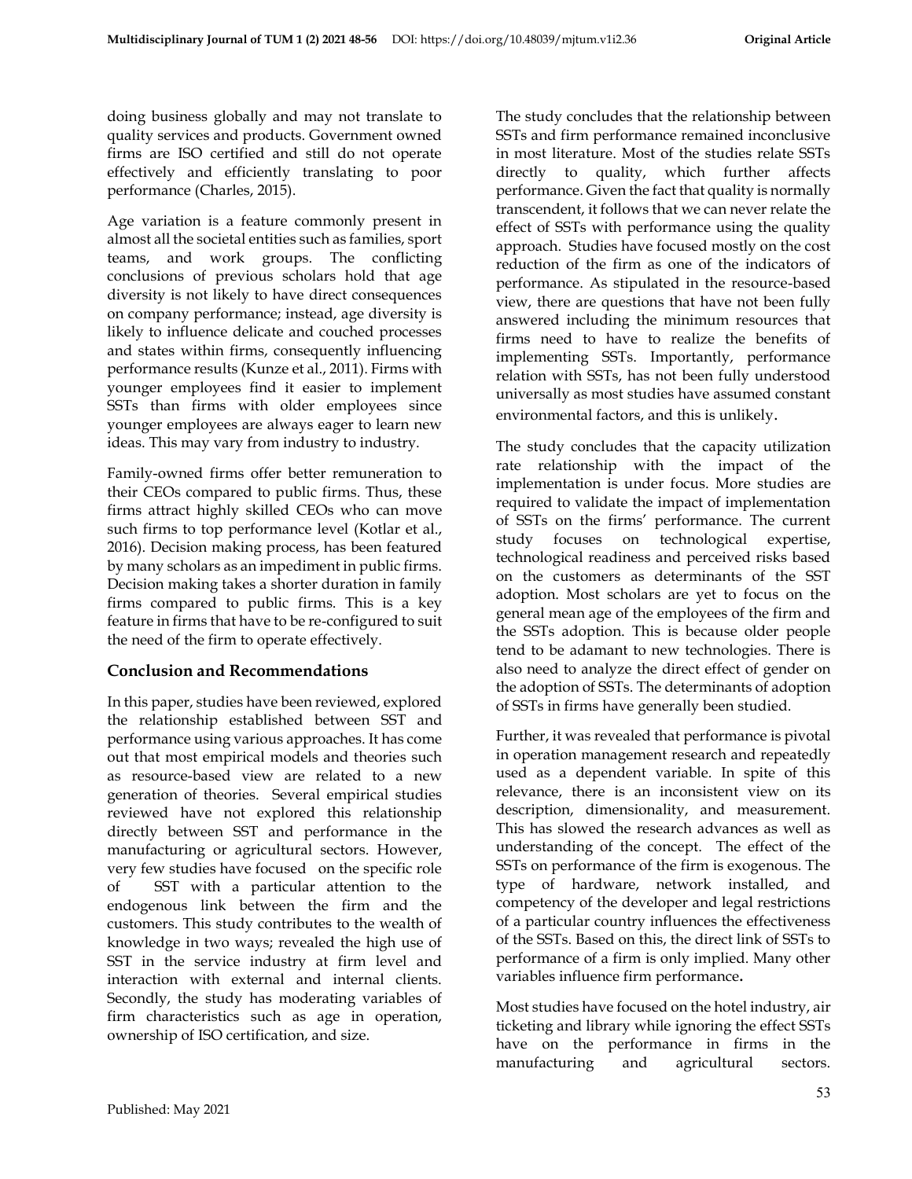doing business globally and may not translate to quality services and products. Government owned firms are ISO certified and still do not operate effectively and efficiently translating to poor performance (Charles, 2015).

Age variation is a feature commonly present in almost all the societal entities such as families, sport teams, and work groups. The conflicting conclusions of previous scholars hold that age diversity is not likely to have direct consequences on company performance; instead, age diversity is likely to influence delicate and couched processes and states within firms, consequently influencing performance results (Kunze et al., 2011). Firms with younger employees find it easier to implement SSTs than firms with older employees since younger employees are always eager to learn new ideas. This may vary from industry to industry.

Family-owned firms offer better remuneration to their CEOs compared to public firms. Thus, these firms attract highly skilled CEOs who can move such firms to top performance level (Kotlar et al., 2016). Decision making process, has been featured by many scholars as an impediment in public firms. Decision making takes a shorter duration in family firms compared to public firms. This is a key feature in firms that have to be re-configured to suit the need of the firm to operate effectively.

## Conclusion and Recommendations

In this paper, studies have been reviewed, explored the relationship established between SST and performance using various approaches. It has come out that most empirical models and theories such as resource-based view are related to a new generation of theories. Several empirical studies reviewed have not explored this relationship directly between SST and performance in the manufacturing or agricultural sectors. However, very few studies have focused on the specific role of SST with a particular attention to the endogenous link between the firm and the customers. This study contributes to the wealth of knowledge in two ways; revealed the high use of SST in the service industry at firm level and interaction with external and internal clients. Secondly, the study has moderating variables of firm characteristics such as age in operation, ownership of ISO certification, and size.

The study concludes that the relationship between SSTs and firm performance remained inconclusive in most literature. Most of the studies relate SSTs directly to quality, which further affects performance. Given the fact that quality is normally transcendent, it follows that we can never relate the effect of SSTs with performance using the quality approach. Studies have focused mostly on the cost reduction of the firm as one of the indicators of performance. As stipulated in the resource-based view, there are questions that have not been fully answered including the minimum resources that firms need to have to realize the benefits of implementing SSTs. Importantly, performance relation with SSTs, has not been fully understood universally as most studies have assumed constant environmental factors, and this is unlikely.

The study concludes that the capacity utilization rate relationship with the impact of the implementation is under focus. More studies are required to validate the impact of implementation of SSTs on the firms' performance. The current study focuses on technological expertise, technological readiness and perceived risks based on the customers as determinants of the SST adoption. Most scholars are yet to focus on the general mean age of the employees of the firm and the SSTs adoption. This is because older people tend to be adamant to new technologies. There is also need to analyze the direct effect of gender on the adoption of SSTs. The determinants of adoption of SSTs in firms have generally been studied.

Further, it was revealed that performance is pivotal in operation management research and repeatedly used as a dependent variable. In spite of this relevance, there is an inconsistent view on its description, dimensionality, and measurement. This has slowed the research advances as well as understanding of the concept. The effect of the SSTs on performance of the firm is exogenous. The type of hardware, network installed, and competency of the developer and legal restrictions of a particular country influences the effectiveness of the SSTs. Based on this, the direct link of SSTs to performance of a firm is only implied. Many other variables influence firm performance.

Most studies have focused on the hotel industry, air ticketing and library while ignoring the effect SSTs have on the performance in firms in the manufacturing and agricultural sectors.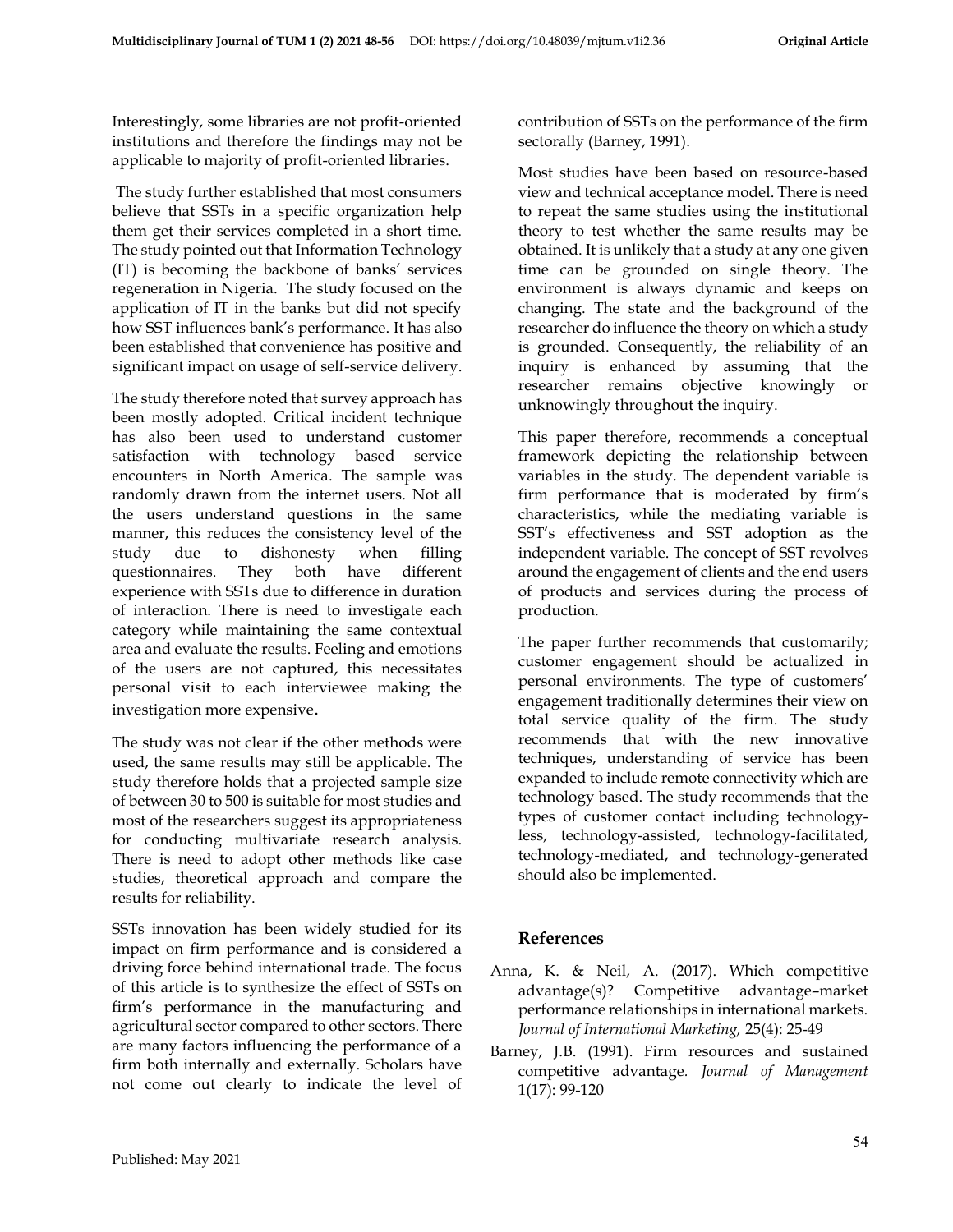Interestingly, some libraries are not profit-oriented institutions and therefore the findings may not be applicable to majority of profit-oriented libraries.

The study further established that most consumers believe that SSTs in a specific organization help them get their services completed in a short time. The study pointed out that Information Technology (IT) is becoming the backbone of banks' services regeneration in Nigeria. The study focused on the application of IT in the banks but did not specify how SST influences bank's performance. It has also been established that convenience has positive and significant impact on usage of self-service delivery.

The study therefore noted that survey approach has been mostly adopted. Critical incident technique has also been used to understand customer satisfaction with technology based service encounters in North America. The sample was randomly drawn from the internet users. Not all the users understand questions in the same manner, this reduces the consistency level of the study due to dishonesty when filling questionnaires. They both have different experience with SSTs due to difference in duration of interaction. There is need to investigate each category while maintaining the same contextual area and evaluate the results. Feeling and emotions of the users are not captured, this necessitates personal visit to each interviewee making the investigation more expensive.

The study was not clear if the other methods were used, the same results may still be applicable. The study therefore holds that a projected sample size of between 30 to 500 is suitable for most studies and most of the researchers suggest its appropriateness for conducting multivariate research analysis. There is need to adopt other methods like case studies, theoretical approach and compare the results for reliability.

SSTs innovation has been widely studied for its impact on firm performance and is considered a driving force behind international trade. The focus of this article is to synthesize the effect of SSTs on firm's performance in the manufacturing and agricultural sector compared to other sectors. There are many factors influencing the performance of a firm both internally and externally. Scholars have not come out clearly to indicate the level of contribution of SSTs on the performance of the firm sectorally (Barney, 1991).

Most studies have been based on resource-based view and technical acceptance model. There is need to repeat the same studies using the institutional theory to test whether the same results may be obtained. It is unlikely that a study at any one given time can be grounded on single theory. The environment is always dynamic and keeps on changing. The state and the background of the researcher do influence the theory on which a study is grounded. Consequently, the reliability of an inquiry is enhanced by assuming that the researcher remains objective knowingly or unknowingly throughout the inquiry.

This paper therefore, recommends a conceptual framework depicting the relationship between variables in the study. The dependent variable is firm performance that is moderated by firm's characteristics, while the mediating variable is SST's effectiveness and SST adoption as the independent variable. The concept of SST revolves around the engagement of clients and the end users of products and services during the process of production.

The paper further recommends that customarily; customer engagement should be actualized in personal environments. The type of customers' engagement traditionally determines their view on total service quality of the firm. The study recommends that with the new innovative techniques, understanding of service has been expanded to include remote connectivity which are technology based. The study recommends that the types of customer contact including technology-less, technology-assisted, technology-facilitated, technology-mediated, and technology-generated should also be implemented.

## References

Anna, K. & Neil, A. (2017). Which competitive advantage(s)? Competitive advantage–market performance relationships in international markets. *Journal of International Marketing,* 25(4): 25-49

Barney, J.B. (1991). Firm resources and sustained competitive advantage. *Journal of Management* 1(17): 99-120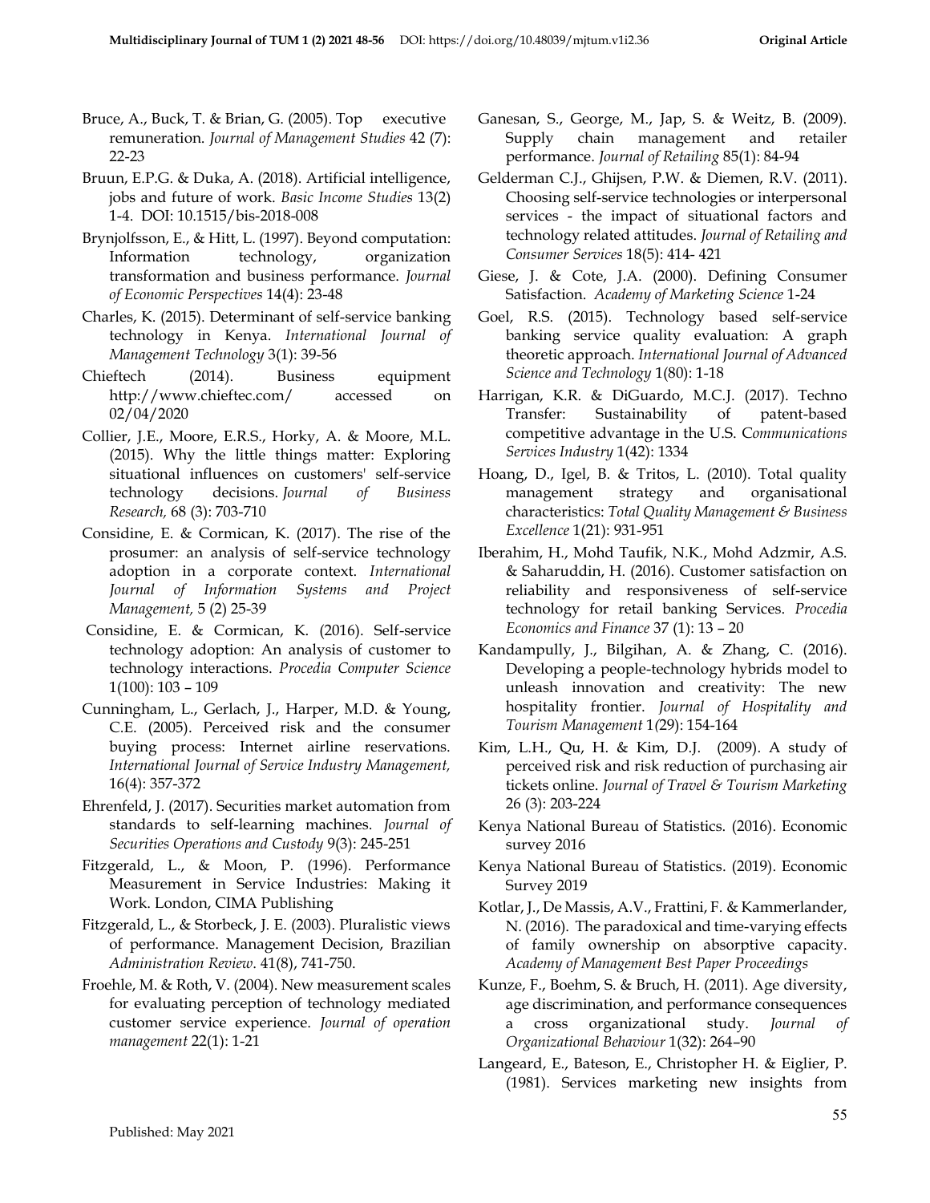Bruce, A., Buck, T. & Brian, G. (2005). Top executive remuneration. *Journal of Management Studies* 42 (7): 22-23

Bruun, E.P.G. & Duka, A. (2018). Artificial intelligence, jobs and future of work. *Basic Income Studies* 13(2) 1-4. DOI: 10.1515/bis-2018-008

Brynjolfsson, E., & Hitt, L. (1997). Beyond computation: Information technology, organization transformation and business performance. *Journal of Economic Perspectives* 14(4): 23-48

Charles, K. (2015). Determinant of self-service banking technology in Kenya. *International Journal of Management Technology* 3(1): 39-56

Chieftech (2014). Business equipment http://www.chieftec.com/ accessed on 02/04/2020

Collier, J.E., Moore, E.R.S., Horky, A. & Moore, M.L. (2015). Why the little things matter: Exploring situational influences on customers' self-service technology decisions. *Journal of Business Research,* 68 (3): 703-710

Considine, E. & Cormican, K. (2017). The rise of the prosumer: an analysis of self-service technology adoption in a corporate context. *International Journal of Information Systems and Project Management,* 5 (2) 25-39

Considine, E. & Cormican, K. (2016). Self-service technology adoption: An analysis of customer to technology interactions. *Procedia Computer Science* 1(100): 103 – 109

Cunningham, L., Gerlach, J., Harper, M.D. & Young, C.E. (2005). Perceived risk and the consumer buying process: Internet airline reservations. *International Journal of Service Industry Management,* 16(4): 357-372

Ehrenfeld, J. (2017). Securities market automation from standards to self-learning machines. *Journal of Securities Operations and Custody* 9(3): 245-251

Fitzgerald, L., & Moon, P. (1996). Performance Measurement in Service Industries: Making it Work. London, CIMA Publishing

Fitzgerald, L., & Storbeck, J. E. (2003). Pluralistic views of performance. Management Decision, Brazilian *Administration Review*. 41(8), 741-750.

Froehle, M. & Roth, V. (2004). New measurement scales for evaluating perception of technology mediated customer service experience. *Journal of operation management* 22(1): 1-21

Ganesan, S., George, M., Jap, S. & Weitz, B. (2009). Supply chain management and retailer performance. *Journal of Retailing* 85(1): 84-94

Gelderman C.J., Ghijsen, P.W. & Diemen, R.V. (2011). Choosing self-service technologies or interpersonal services - the impact of situational factors and technology related attitudes. *Journal of Retailing and Consumer Services* 18(5): 414- 421

Giese, J. & Cote, J.A. (2000). Defining Consumer Satisfaction. *Academy of Marketing Science* 1-24

Goel, R.S. (2015). Technology based self-service banking service quality evaluation: A graph theoretic approach. *International Journal of Advanced Science and Technology* 1(80): 1-18

Harrigan, K.R. & DiGuardo, M.C.J. (2017). Techno Transfer: Sustainability of patent-based competitive advantage in the U.S. *Communications Services Industry* 1(42): 1334

Hoang, D., Igel, B. & Tritos, L. (2010). Total quality management strategy and organisational characteristics: *Total Quality Management & Business Excellence* 1(21): 931-951

Iberahim, H., Mohd Taufik, N.K., Mohd Adzmir, A.S. & Saharuddin, H. (2016). Customer satisfaction on reliability and responsiveness of self-service technology for retail banking Services. *Procedia Economics and Finance* 37 (1): 13 – 20

Kandampully, J., Bilgihan, A. & Zhang, C. (2016). Developing a people-technology hybrids model to unleash innovation and creativity: The new hospitality frontier. *Journal of Hospitality and Tourism Management* 1(29): 154-164

Kim, L.H., Qu, H. & Kim, D.J. (2009). A study of perceived risk and risk reduction of purchasing air tickets online. *Journal of Travel & Tourism Marketing* 26 (3): 203-224

Kenya National Bureau of Statistics. (2016). Economic survey 2016

Kenya National Bureau of Statistics. (2019). Economic Survey 2019

Kotlar, J., De Massis, A.V., Frattini, F. & Kammerlander, N. (2016). The paradoxical and time-varying effects of family ownership on absorptive capacity. *Academy of Management Best Paper Proceedings*

Kunze, F., Boehm, S. & Bruch, H. (2011). Age diversity, age discrimination, and performance consequences a cross organizational study. *Journal of Organizational Behaviour* 1(32): 264–90

Langeard, E., Bateson, E., Christopher H. & Eiglier, P. (1981). Services marketing new insights from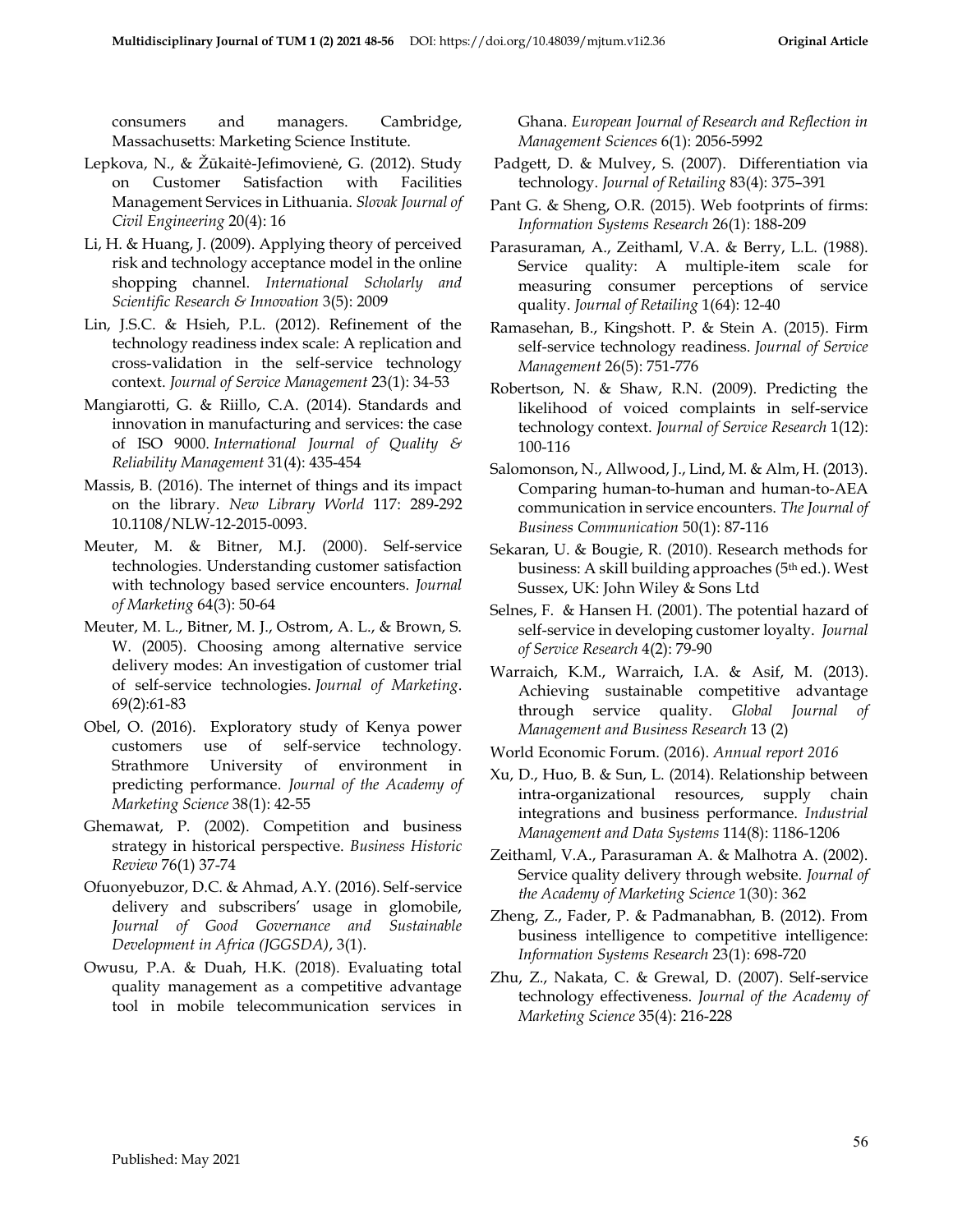consumers and managers. Cambridge, Massachusetts: Marketing Science Institute.

Lepkova, N., & Žūkaitė-Jefimovienė, G. (2012). Study on Customer Satisfaction with Facilities Management Services in Lithuania. *Slovak Journal of Civil Engineering* 20(4): 16

Li, H. & Huang, J. (2009). Applying theory of perceived risk and technology acceptance model in the online shopping channel. *International Scholarly and Scientific Research & Innovation* 3(5): 2009

Lin, J.S.C. & Hsieh, P.L. (2012). Refinement of the technology readiness index scale: A replication and cross-validation in the self-service technology context. *Journal of Service Management* 23(1): 34-53

Mangiarotti, G. & Riillo, C.A. (2014). Standards and innovation in manufacturing and services: the case of ISO 9000. *International Journal of Quality & Reliability Management* 31(4): 435-454

Massis, B. (2016). The internet of things and its impact on the library. *New Library World* 117: 289-292 10.1108/NLW-12-2015-0093.

Meuter, M. & Bitner, M.J. (2000). Self-service technologies. Understanding customer satisfaction with technology based service encounters. *Journal of Marketing* 64(3): 50-64

Meuter, M. L., Bitner, M. J., Ostrom, A. L., & Brown, S. W. (2005). Choosing among alternative service delivery modes: An investigation of customer trial of self-service technologies. *Journal of Marketing*. 69(2):61-83

Obel, O. (2016). Exploratory study of Kenya power customers use of self-service technology. Strathmore University of environment in predicting performance. *Journal of the Academy of Marketing Science* 38(1): 42-55

Ghemawat, P. (2002). Competition and business strategy in historical perspective. *Business Historic Review* 76(1) 37-74

Ofuonyebuzor, D.C. & Ahmad, A.Y. (2016). Self-service delivery and subscribers' usage in glomobile, *Journal of Good Governance and Sustainable Development in Africa (JGGSDA)*, 3(1).

Owusu, P.A. & Duah, H.K. (2018). Evaluating total quality management as a competitive advantage tool in mobile telecommunication services in Ghana. *European Journal of Research and Reflection in Management Sciences* 6(1): 2056-5992

Padgett, D. & Mulvey, S. (2007). Differentiation via technology. *Journal of Retailing* 83(4): 375–391

Pant G. & Sheng, O.R. (2015). Web footprints of firms: *Information Systems Research* 26(1): 188-209

Parasuraman, A., Zeithaml, V.A. & Berry, L.L. (1988). Service quality: A multiple-item scale for measuring consumer perceptions of service quality. *Journal of Retailing* 1(64): 12-40

Ramasehan, B., Kingshott. P. & Stein A. (2015). Firm self-service technology readiness. *Journal of Service Management* 26(5): 751-776

Robertson, N. & Shaw, R.N. (2009). Predicting the likelihood of voiced complaints in self-service technology context. *Journal of Service Research* 1(12): 100-116

Salomonson, N., Allwood, J., Lind, M. & Alm, H. (2013). Comparing human-to-human and human-to-AEA communication in service encounters. *The Journal of Business Communication* 50(1): 87-116

Sekaran, U. & Bougie, R. (2010). Research methods for business: A skill building approaches (5th ed.). West Sussex, UK: John Wiley & Sons Ltd

Selnes, F. & Hansen H. (2001). The potential hazard of self-service in developing customer loyalty. *Journal of Service Research* 4(2): 79-90

Warraich, K.M., Warraich, I.A. & Asif, M. (2013). Achieving sustainable competitive advantage through service quality. *Global Journal of Management and Business Research* 13 (2)

World Economic Forum. (2016). *Annual report 2016*

Xu, D., Huo, B. & Sun, L. (2014). Relationship between intra-organizational resources, supply chain integrations and business performance. *Industrial Management and Data Systems* 114(8): 1186-1206

Zeithaml, V.A., Parasuraman A. & Malhotra A. (2002). Service quality delivery through website. *Journal of the Academy of Marketing Science* 1(30): 362

Zheng, Z., Fader, P. & Padmanabhan, B. (2012). From business intelligence to competitive intelligence: *Information Systems Research* 23(1): 698-720

Zhu, Z., Nakata, C. & Grewal, D. (2007). Self-service technology effectiveness. *Journal of the Academy of Marketing Science* 35(4): 216-228